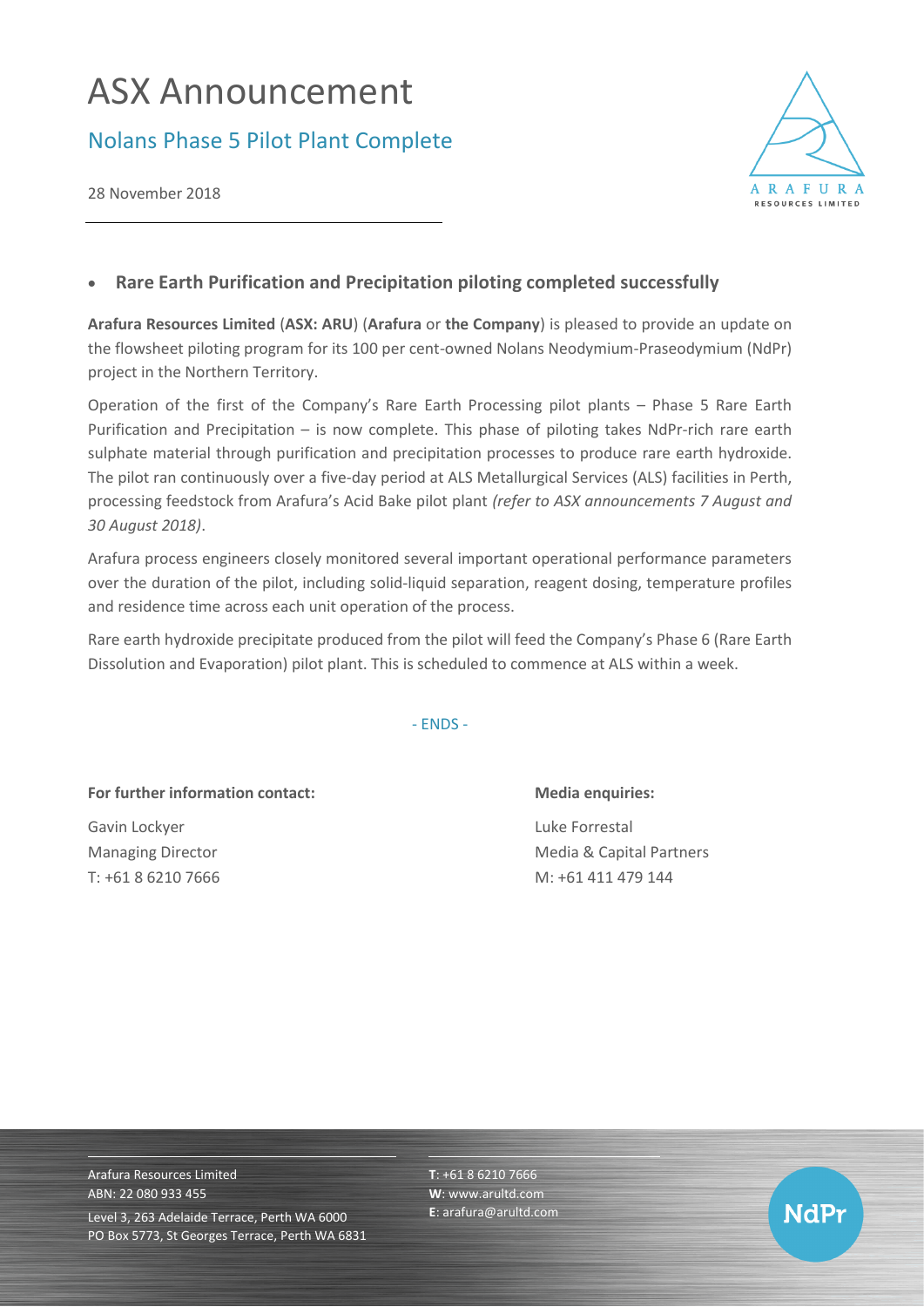# ASX Announcement

## Nolans Phase 5 Pilot Plant Complete

28 November 2018

- **Rare Earth Purification and Precipitation piloting completed successfully**

**Arafura Resources Limited** (**ASX: ARU**) (**Arafura** or **the Company**) is pleased to provide an update on the flowsheet piloting program for its 100 per cent-owned Nolans Neodymium-Praseodymium (NdPr) project in the Northern Territory.

Operation of the first of the Company's Rare Earth Processing pilot plants – Phase 5 Rare Earth Purification and Precipitation – is now complete. This phase of piloting takes NdPr-rich rare earth sulphate material through purification and precipitation processes to produce rare earth hydroxide. The pilot ran continuously over a five-day period at ALS Metallurgical Services (ALS) facilities in Perth, processing feedstock from Arafura's Acid Bake pilot plant *(refer to ASX announcements 7 August and 30 August 2018)*.

Arafura process engineers closely monitored several important operational performance parameters over the duration of the pilot, including solid-liquid separation, reagent dosing, temperature profiles and residence time across each unit operation of the process.

Rare earth hydroxide precipitate produced from the pilot will feed the Company's Phase 6 (Rare Earth Dissolution and Evaporation) pilot plant. This is scheduled to commence at ALS within a week.

- ENDS -

**For further information contact:**

Gavin Lockyer
Managing Director
T: +61 8 6210 7666

**Media enquiries:**

Luke Forrestal
Media & Capital Partners
M: +61 411 479 144

Arafura Resources Limited
ABN: 22 080 933 455
Level 3, 263 Adelaide Terrace, Perth WA 6000
PO Box 5773, St Georges Terrace, Perth WA 6831

**T**: +61 8 6210 7666
**W**: www.arultd.com
**E**: arafura@arultd.com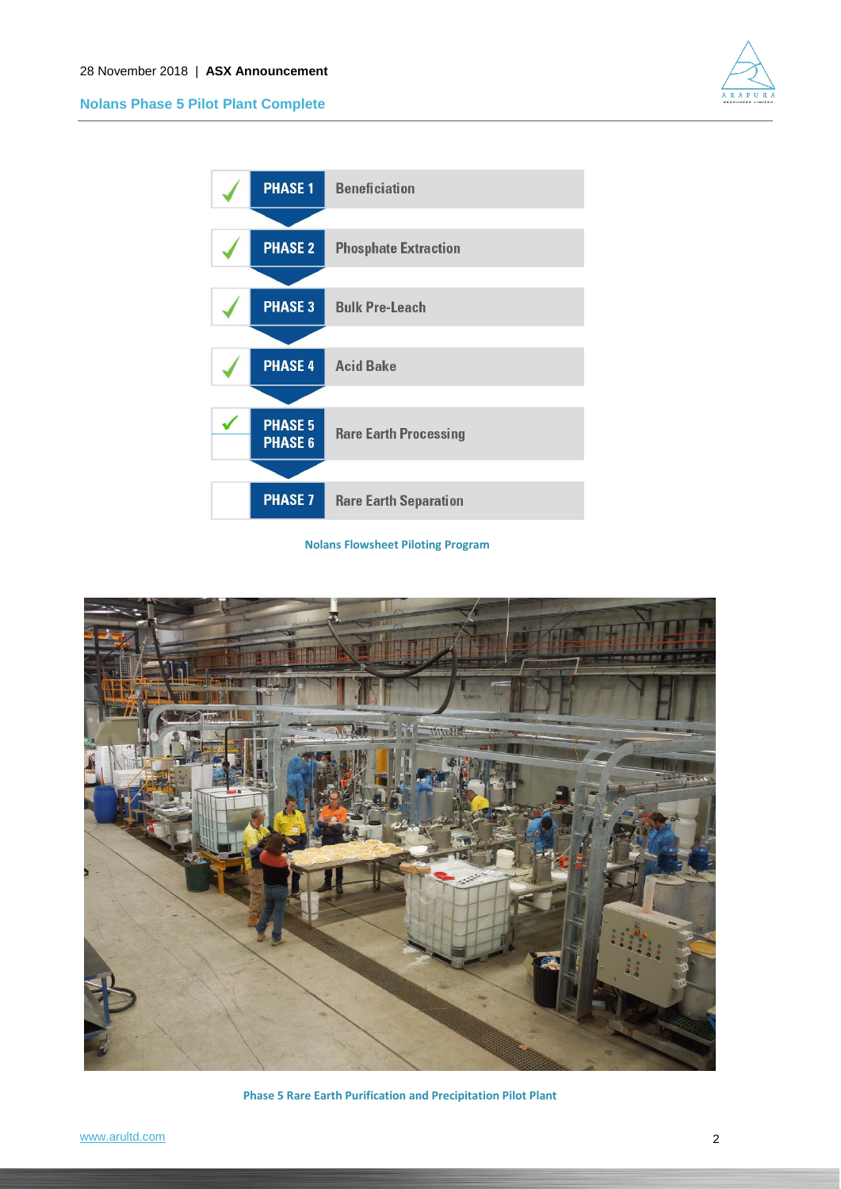| | Phase | Description |
|---|---|---|
| ✓ | PHASE 1 | Beneficiation |
| ✓ | PHASE 2 | Phosphate Extraction |
| ✓ | PHASE 3 | Bulk Pre-Leach |
| ✓ | PHASE 4 | Acid Bake |
| ✓ | PHASE 5 | Rare Earth Processing |
| | PHASE 6 | |
| | PHASE 7 | Rare Earth Separation |

Nolans Flowsheet Piloting Program

Phase 5 Rare Earth Purification and Precipitation Pilot Plant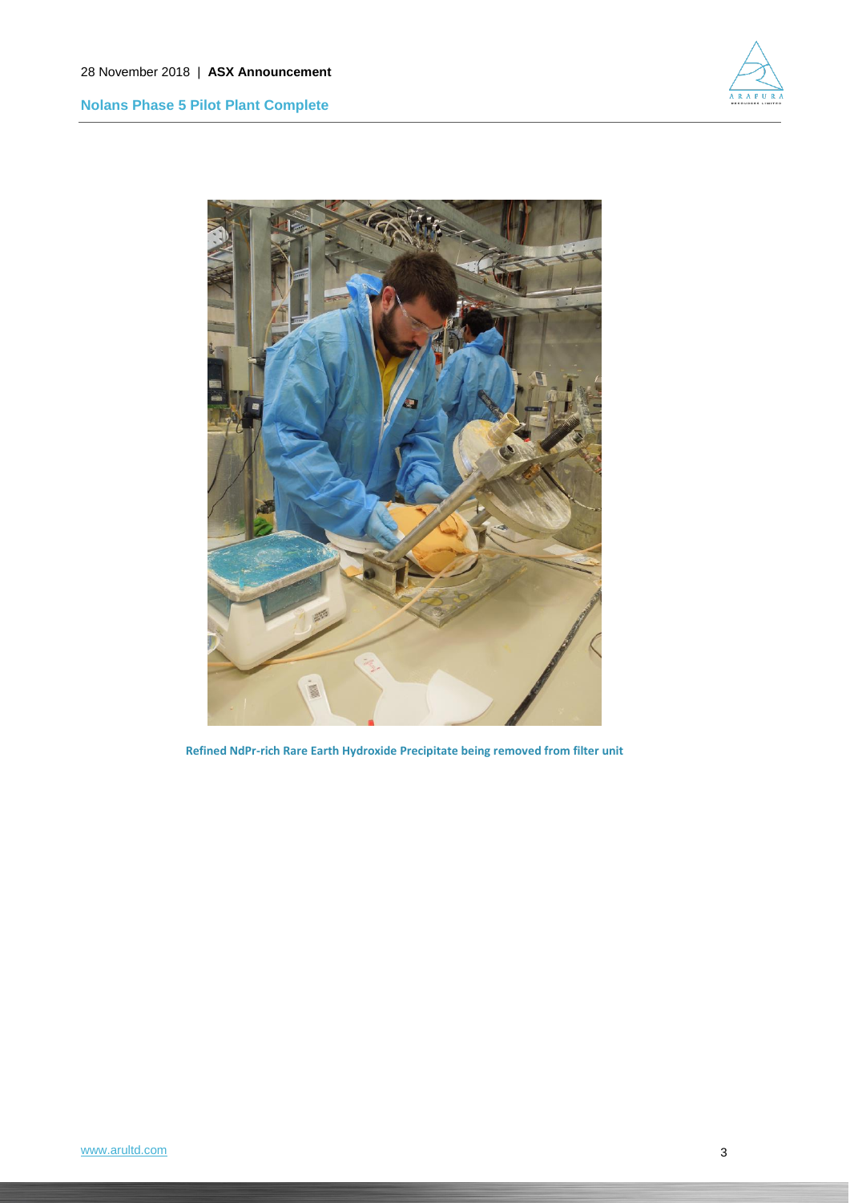Refined NdPr-rich Rare Earth Hydroxide Precipitate being removed from filter unit